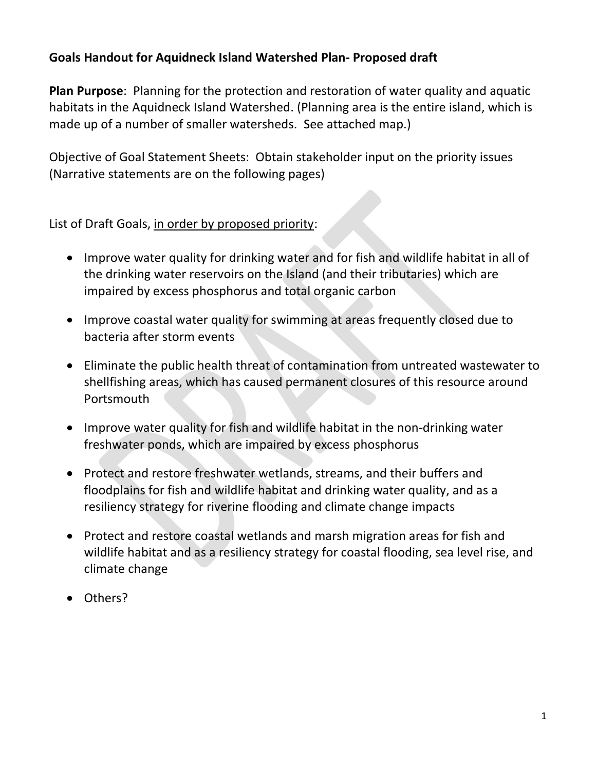**Goals Handout for Aquidneck Island Watershed Plan- Proposed draft**

**Plan Purpose**: Planning for the protection and restoration of water quality and aquatic habitats in the Aquidneck Island Watershed. (Planning area is the entire island, which is made up of a number of smaller watersheds. See attached map.)

Objective of Goal Statement Sheets: Obtain stakeholder input on the priority issues (Narrative statements are on the following pages)

List of Draft Goals, <u>in order by proposed priority</u>:

- Improve water quality for drinking water and for fish and wildlife habitat in all of the drinking water reservoirs on the Island (and their tributaries) which are impaired by excess phosphorus and total organic carbon
- Improve coastal water quality for swimming at areas frequently closed due to bacteria after storm events
- Eliminate the public health threat of contamination from untreated wastewater to shellfishing areas, which has caused permanent closures of this resource around Portsmouth
- Improve water quality for fish and wildlife habitat in the non-drinking water freshwater ponds, which are impaired by excess phosphorus
- Protect and restore freshwater wetlands, streams, and their buffers and floodplains for fish and wildlife habitat and drinking water quality, and as a resiliency strategy for riverine flooding and climate change impacts
- Protect and restore coastal wetlands and marsh migration areas for fish and wildlife habitat and as a resiliency strategy for coastal flooding, sea level rise, and climate change
- Others?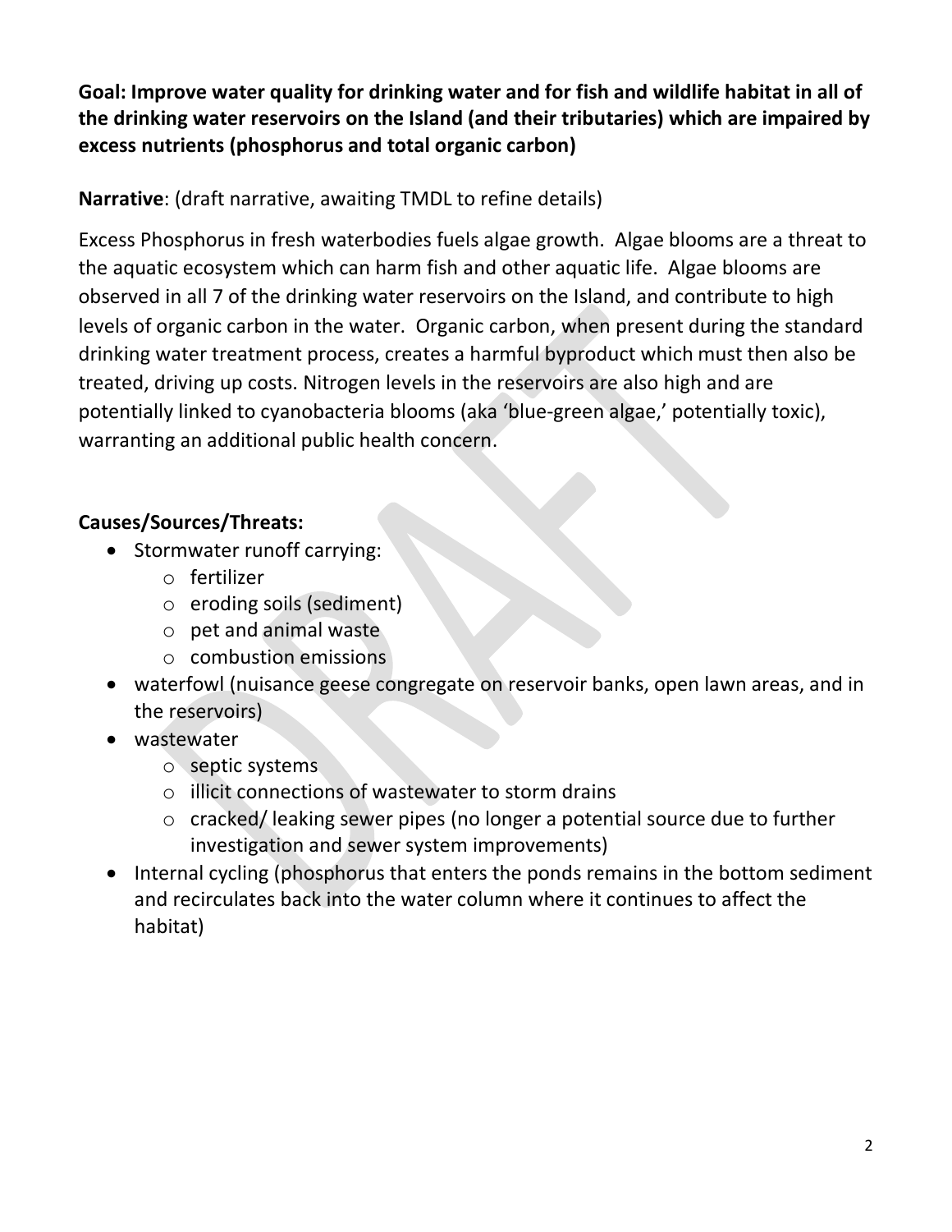**Goal: Improve water quality for drinking water and for fish and wildlife habitat in all of the drinking water reservoirs on the Island (and their tributaries) which are impaired by excess nutrients (phosphorus and total organic carbon)**

**Narrative**: (draft narrative, awaiting TMDL to refine details)

Excess Phosphorus in fresh waterbodies fuels algae growth. Algae blooms are a threat to the aquatic ecosystem which can harm fish and other aquatic life. Algae blooms are observed in all 7 of the drinking water reservoirs on the Island, and contribute to high levels of organic carbon in the water. Organic carbon, when present during the standard drinking water treatment process, creates a harmful byproduct which must then also be treated, driving up costs. Nitrogen levels in the reservoirs are also high and are potentially linked to cyanobacteria blooms (aka 'blue-green algae,' potentially toxic), warranting an additional public health concern.

**Causes/Sources/Threats:**

- Stormwater runoff carrying:
  - fertilizer
  - eroding soils (sediment)
  - pet and animal waste
  - combustion emissions
- waterfowl (nuisance geese congregate on reservoir banks, open lawn areas, and in the reservoirs)
- wastewater
  - septic systems
  - illicit connections of wastewater to storm drains
  - cracked/ leaking sewer pipes (no longer a potential source due to further investigation and sewer system improvements)
- Internal cycling (phosphorus that enters the ponds remains in the bottom sediment and recirculates back into the water column where it continues to affect the habitat)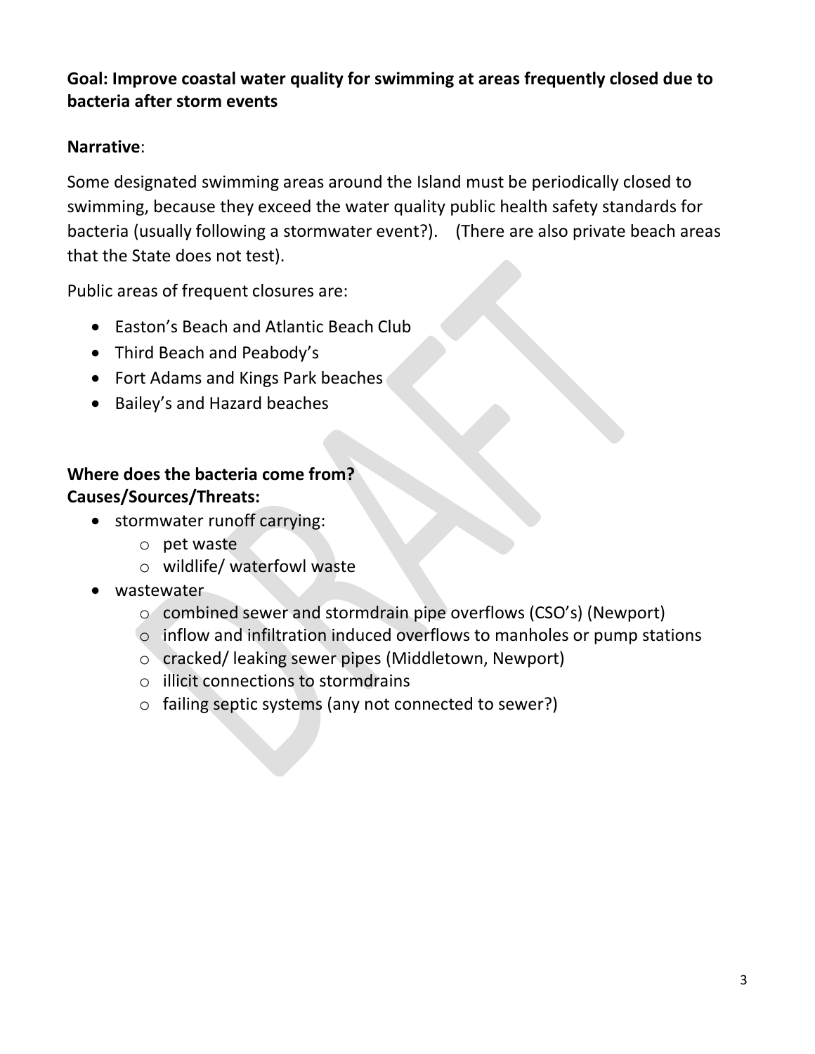**Goal: Improve coastal water quality for swimming at areas frequently closed due to bacteria after storm events**

**Narrative**:

Some designated swimming areas around the Island must be periodically closed to swimming, because they exceed the water quality public health safety standards for bacteria (usually following a stormwater event?). (There are also private beach areas that the State does not test).

Public areas of frequent closures are:

- Easton's Beach and Atlantic Beach Club
- Third Beach and Peabody's
- Fort Adams and Kings Park beaches
- Bailey's and Hazard beaches

**Where does the bacteria come from?**
**Causes/Sources/Threats:**

- stormwater runoff carrying:
  - pet waste
  - wildlife/ waterfowl waste
- wastewater
  - combined sewer and stormdrain pipe overflows (CSO's) (Newport)
  - inflow and infiltration induced overflows to manholes or pump stations
  - cracked/ leaking sewer pipes (Middletown, Newport)
  - illicit connections to stormdrains
  - failing septic systems (any not connected to sewer?)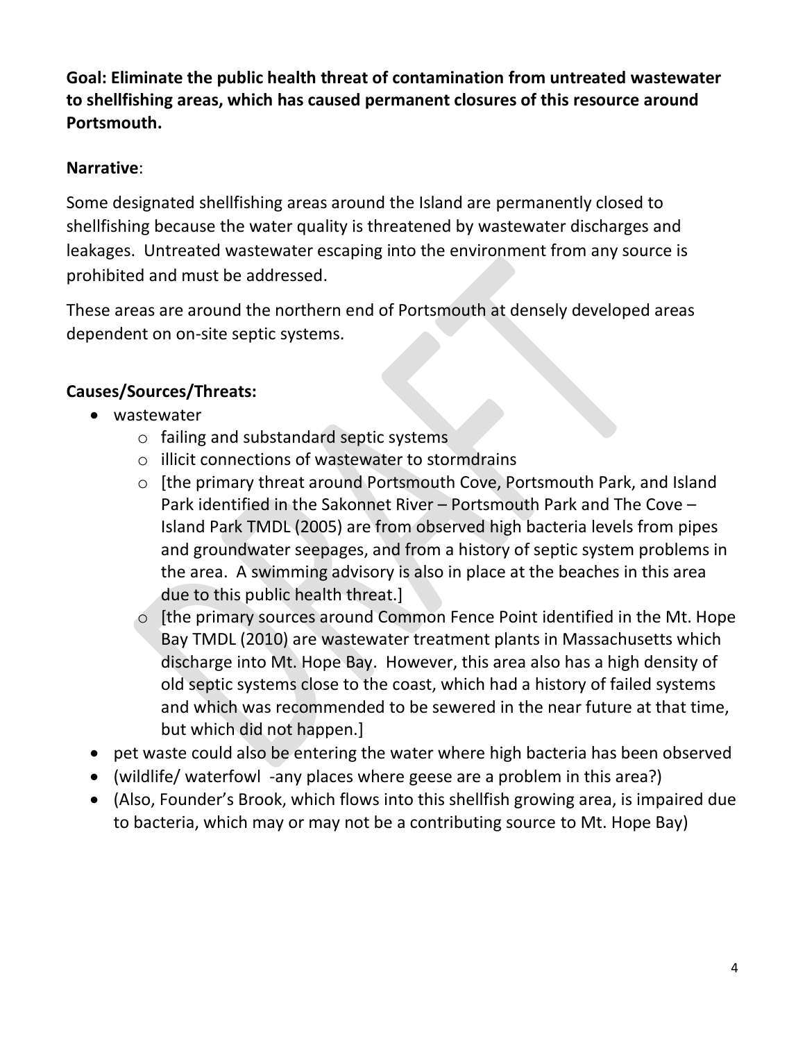**Goal: Eliminate the public health threat of contamination from untreated wastewater to shellfishing areas, which has caused permanent closures of this resource around Portsmouth.**

**Narrative**:

Some designated shellfishing areas around the Island are permanently closed to shellfishing because the water quality is threatened by wastewater discharges and leakages. Untreated wastewater escaping into the environment from any source is prohibited and must be addressed.

These areas are around the northern end of Portsmouth at densely developed areas dependent on on-site septic systems.

**Causes/Sources/Threats:**

- wastewater
  - failing and substandard septic systems
  - illicit connections of wastewater to stormdrains
  - [the primary threat around Portsmouth Cove, Portsmouth Park, and Island Park identified in the Sakonnet River – Portsmouth Park and The Cove – Island Park TMDL (2005) are from observed high bacteria levels from pipes and groundwater seepages, and from a history of septic system problems in the area. A swimming advisory is also in place at the beaches in this area due to this public health threat.]
  - [the primary sources around Common Fence Point identified in the Mt. Hope Bay TMDL (2010) are wastewater treatment plants in Massachusetts which discharge into Mt. Hope Bay. However, this area also has a high density of old septic systems close to the coast, which had a history of failed systems and which was recommended to be sewered in the near future at that time, but which did not happen.]
- pet waste could also be entering the water where high bacteria has been observed
- (wildlife/ waterfowl -any places where geese are a problem in this area?)
- (Also, Founder's Brook, which flows into this shellfish growing area, is impaired due to bacteria, which may or may not be a contributing source to Mt. Hope Bay)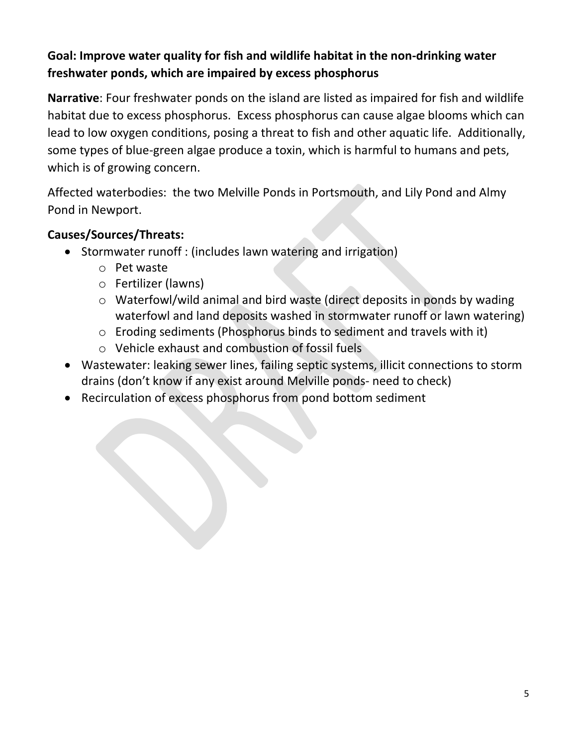**Goal: Improve water quality for fish and wildlife habitat in the non-drinking water freshwater ponds, which are impaired by excess phosphorus**

**Narrative**: Four freshwater ponds on the island are listed as impaired for fish and wildlife habitat due to excess phosphorus. Excess phosphorus can cause algae blooms which can lead to low oxygen conditions, posing a threat to fish and other aquatic life. Additionally, some types of blue-green algae produce a toxin, which is harmful to humans and pets, which is of growing concern.

Affected waterbodies: the two Melville Ponds in Portsmouth, and Lily Pond and Almy Pond in Newport.

**Causes/Sources/Threats:**

- Stormwater runoff : (includes lawn watering and irrigation)
  - Pet waste
  - Fertilizer (lawns)
  - Waterfowl/wild animal and bird waste (direct deposits in ponds by wading waterfowl and land deposits washed in stormwater runoff or lawn watering)
  - Eroding sediments (Phosphorus binds to sediment and travels with it)
  - Vehicle exhaust and combustion of fossil fuels
- Wastewater: leaking sewer lines, failing septic systems, illicit connections to storm drains (don't know if any exist around Melville ponds- need to check)
- Recirculation of excess phosphorus from pond bottom sediment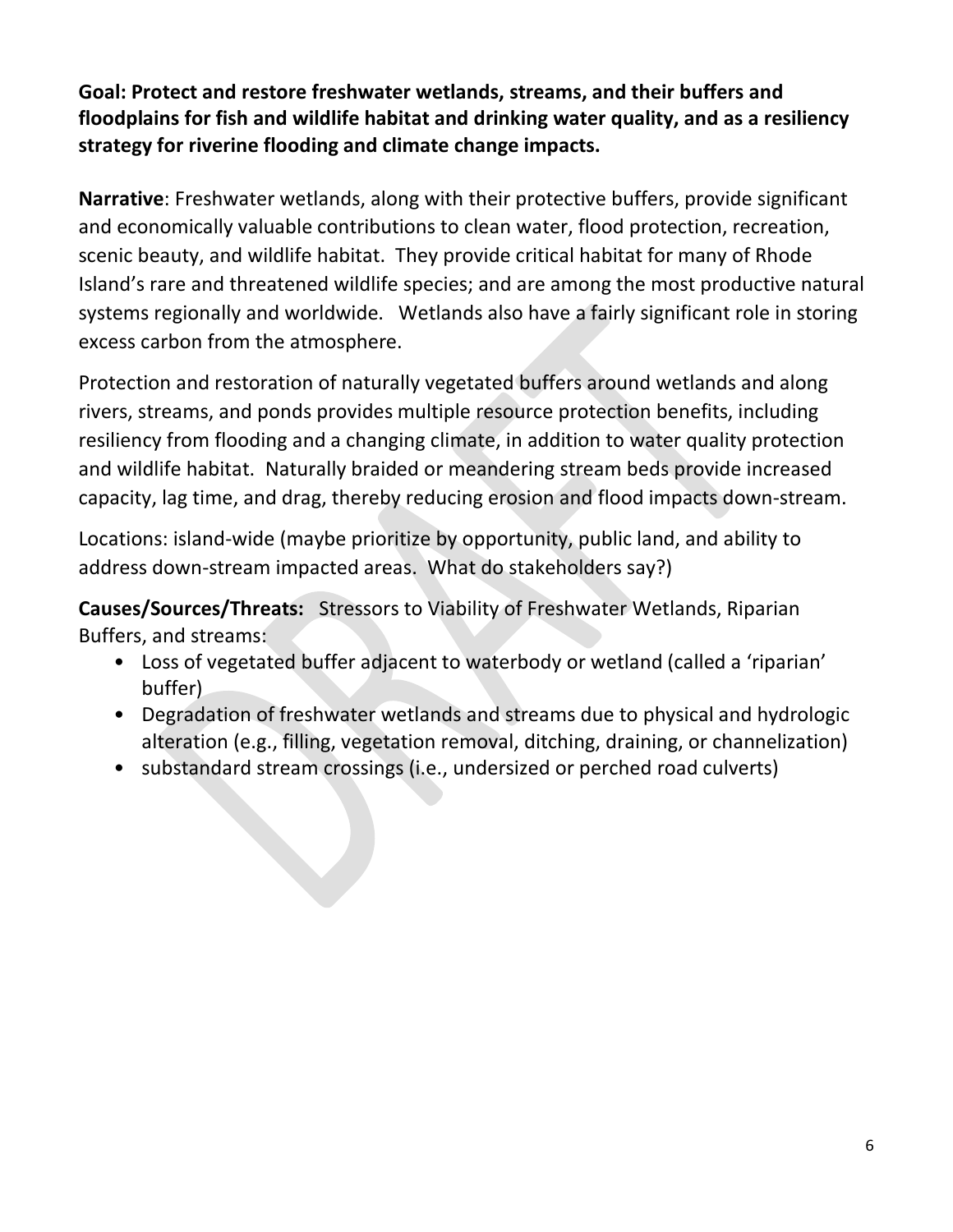**Goal: Protect and restore freshwater wetlands, streams, and their buffers and floodplains for fish and wildlife habitat and drinking water quality, and as a resiliency strategy for riverine flooding and climate change impacts.**

**Narrative**: Freshwater wetlands, along with their protective buffers, provide significant and economically valuable contributions to clean water, flood protection, recreation, scenic beauty, and wildlife habitat. They provide critical habitat for many of Rhode Island's rare and threatened wildlife species; and are among the most productive natural systems regionally and worldwide. Wetlands also have a fairly significant role in storing excess carbon from the atmosphere.

Protection and restoration of naturally vegetated buffers around wetlands and along rivers, streams, and ponds provides multiple resource protection benefits, including resiliency from flooding and a changing climate, in addition to water quality protection and wildlife habitat. Naturally braided or meandering stream beds provide increased capacity, lag time, and drag, thereby reducing erosion and flood impacts down-stream.

Locations: island-wide (maybe prioritize by opportunity, public land, and ability to address down-stream impacted areas. What do stakeholders say?)

**Causes/Sources/Threats:** Stressors to Viability of Freshwater Wetlands, Riparian Buffers, and streams:

- Loss of vegetated buffer adjacent to waterbody or wetland (called a 'riparian' buffer)
- Degradation of freshwater wetlands and streams due to physical and hydrologic alteration (e.g., filling, vegetation removal, ditching, draining, or channelization)
- substandard stream crossings (i.e., undersized or perched road culverts)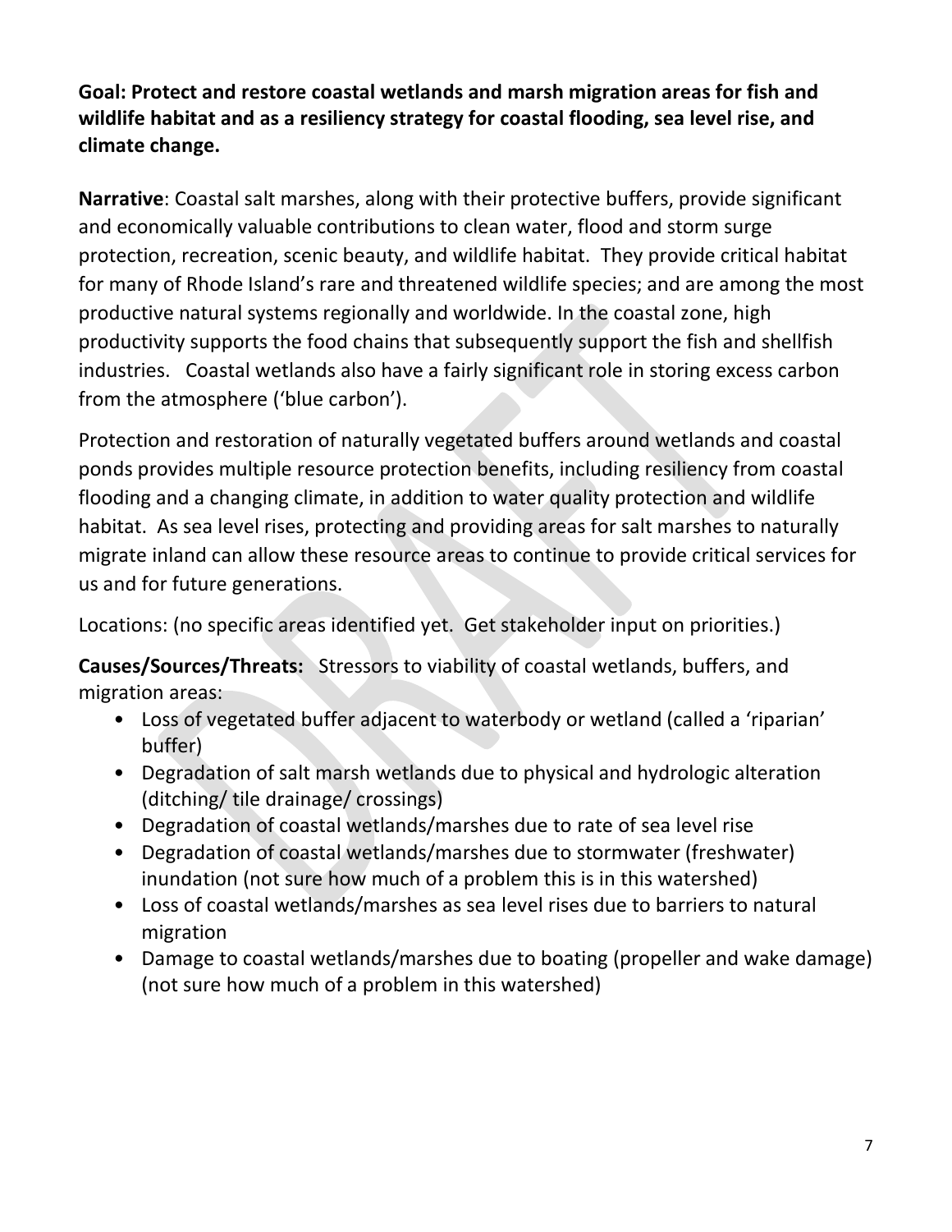**Goal: Protect and restore coastal wetlands and marsh migration areas for fish and wildlife habitat and as a resiliency strategy for coastal flooding, sea level rise, and climate change.**

**Narrative**: Coastal salt marshes, along with their protective buffers, provide significant and economically valuable contributions to clean water, flood and storm surge protection, recreation, scenic beauty, and wildlife habitat. They provide critical habitat for many of Rhode Island's rare and threatened wildlife species; and are among the most productive natural systems regionally and worldwide. In the coastal zone, high productivity supports the food chains that subsequently support the fish and shellfish industries. Coastal wetlands also have a fairly significant role in storing excess carbon from the atmosphere ('blue carbon').

Protection and restoration of naturally vegetated buffers around wetlands and coastal ponds provides multiple resource protection benefits, including resiliency from coastal flooding and a changing climate, in addition to water quality protection and wildlife habitat. As sea level rises, protecting and providing areas for salt marshes to naturally migrate inland can allow these resource areas to continue to provide critical services for us and for future generations.

Locations: (no specific areas identified yet. Get stakeholder input on priorities.)

**Causes/Sources/Threats:** Stressors to viability of coastal wetlands, buffers, and migration areas:

- Loss of vegetated buffer adjacent to waterbody or wetland (called a 'riparian' buffer)
- Degradation of salt marsh wetlands due to physical and hydrologic alteration (ditching/ tile drainage/ crossings)
- Degradation of coastal wetlands/marshes due to rate of sea level rise
- Degradation of coastal wetlands/marshes due to stormwater (freshwater) inundation (not sure how much of a problem this is in this watershed)
- Loss of coastal wetlands/marshes as sea level rises due to barriers to natural migration
- Damage to coastal wetlands/marshes due to boating (propeller and wake damage) (not sure how much of a problem in this watershed)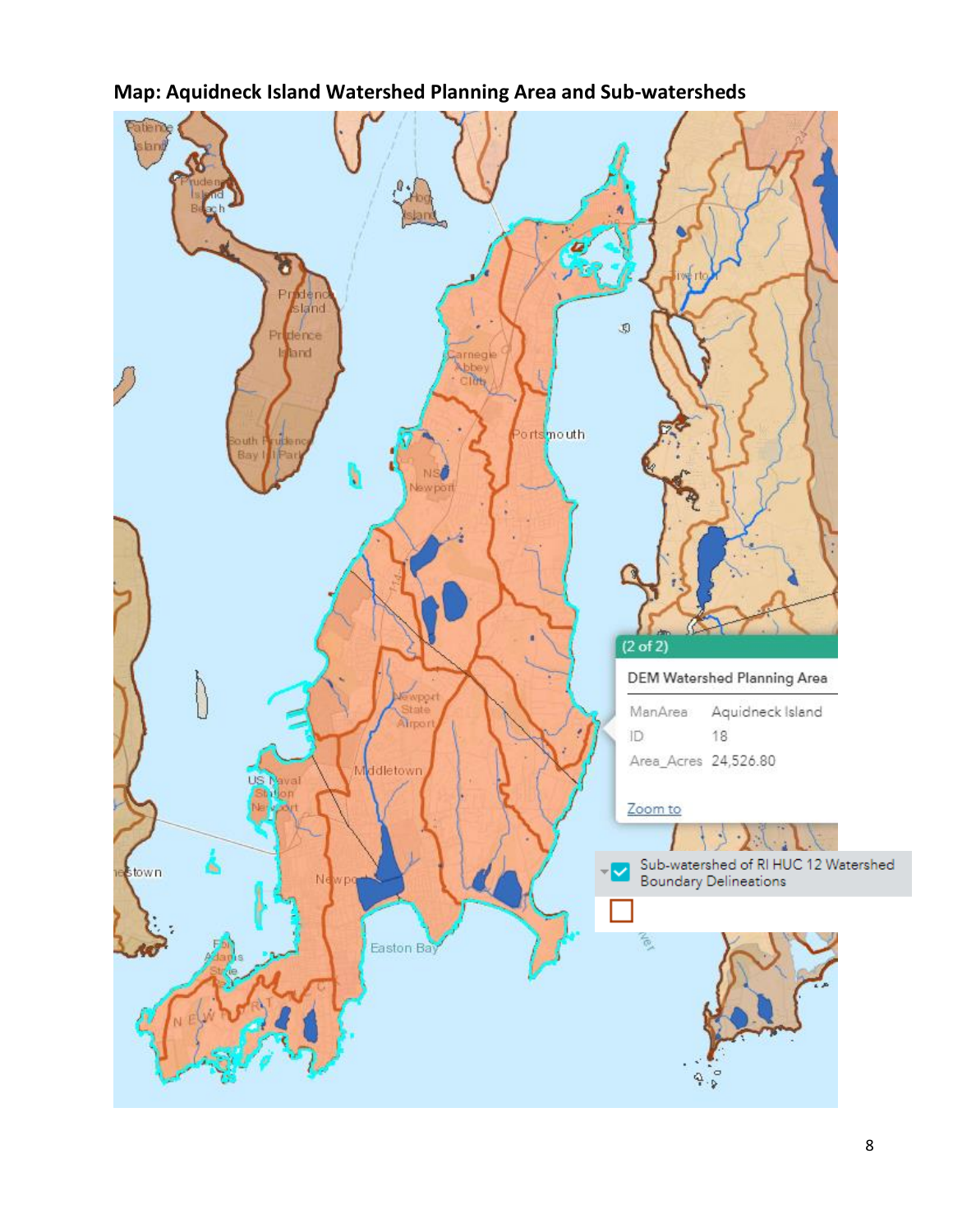**Map: Aquidneck Island Watershed Planning Area and Sub-watersheds**

(2 of 2)

DEM Watershed Planning Area

ManArea Aquidneck Island

ID 18

Area_Acres 24,526.80

Zoom to

Sub-watershed of RI HUC 12 Watershed Boundary Delineations